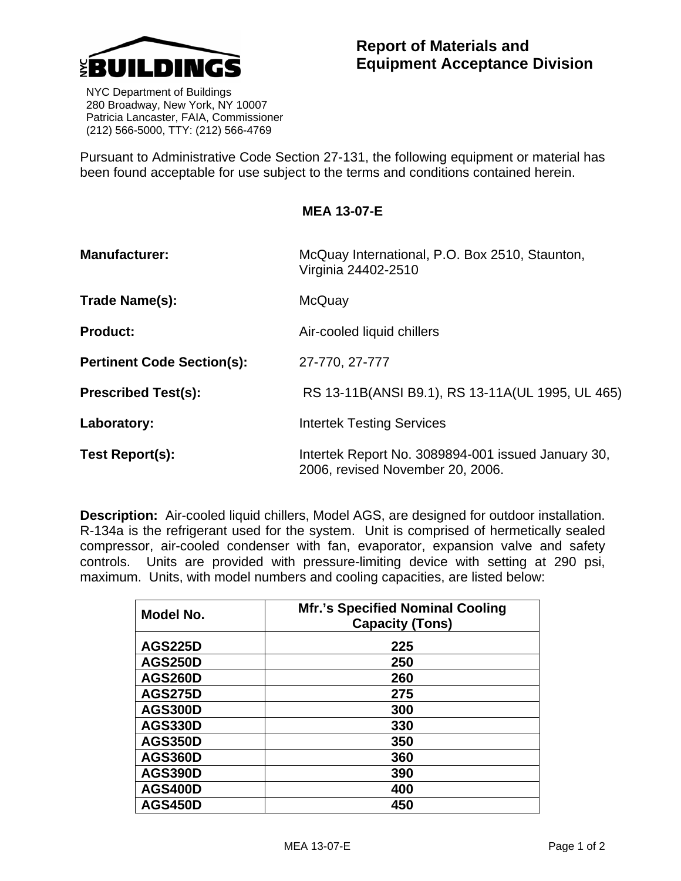# NYC BUILDINGS

NYC Department of Buildings
280 Broadway, New York, NY 10007
Patricia Lancaster, FAIA, Commissioner
(212) 566-5000, TTY: (212) 566-4769

## Report of Materials and Equipment Acceptance Division

Pursuant to Administrative Code Section 27-131, the following equipment or material has been found acceptable for use subject to the terms and conditions contained herein.

**MEA 13-07-E**

**Manufacturer:** McQuay International, P.O. Box 2510, Staunton, Virginia 24402-2510

**Trade Name(s):** McQuay

**Product:** Air-cooled liquid chillers

**Pertinent Code Section(s):** 27-770, 27-777

**Prescribed Test(s):** RS 13-11B(ANSI B9.1), RS 13-11A(UL 1995, UL 465)

**Laboratory:** Intertek Testing Services

**Test Report(s):** Intertek Report No. 3089894-001 issued January 30, 2006, revised November 20, 2006.

**Description:** Air-cooled liquid chillers, Model AGS, are designed for outdoor installation. R-134a is the refrigerant used for the system. Unit is comprised of hermetically sealed compressor, air-cooled condenser with fan, evaporator, expansion valve and safety controls. Units are provided with pressure-limiting device with setting at 290 psi, maximum. Units, with model numbers and cooling capacities, are listed below:

| Model No. | Mfr.'s Specified Nominal Cooling Capacity (Tons) |
|---|---|
| AGS225D | 225 |
| AGS250D | 250 |
| AGS260D | 260 |
| AGS275D | 275 |
| AGS300D | 300 |
| AGS330D | 330 |
| AGS350D | 350 |
| AGS360D | 360 |
| AGS390D | 390 |
| AGS400D | 400 |
| AGS450D | 450 |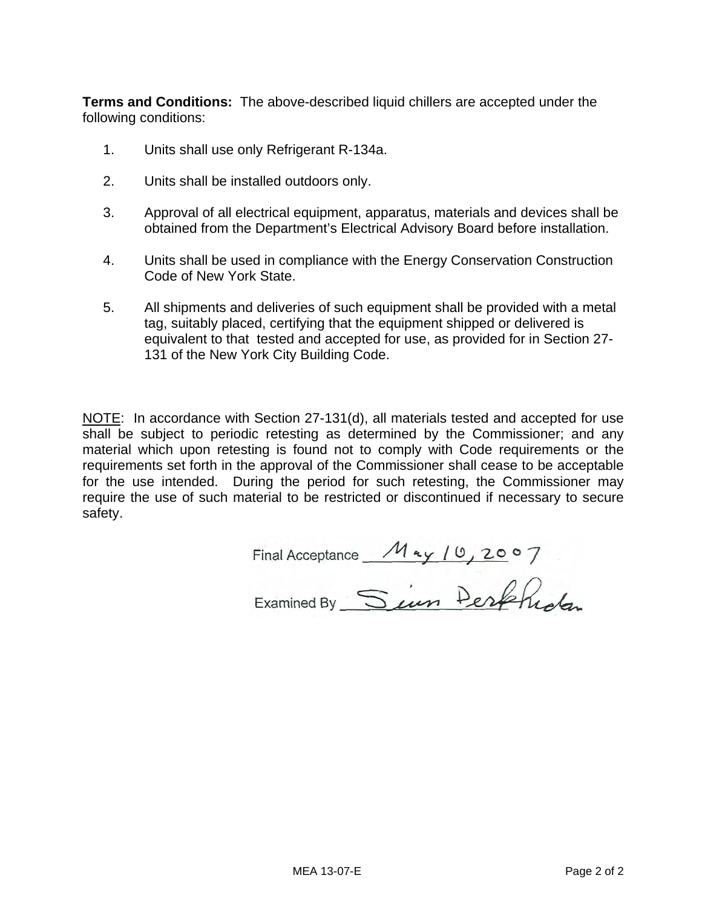**Terms and Conditions:** The above-described liquid chillers are accepted under the following conditions:

1. Units shall use only Refrigerant R-134a.

2. Units shall be installed outdoors only.

3. Approval of all electrical equipment, apparatus, materials and devices shall be obtained from the Department's Electrical Advisory Board before installation.

4. Units shall be used in compliance with the Energy Conservation Construction Code of New York State.

5. All shipments and deliveries of such equipment shall be provided with a metal tag, suitably placed, certifying that the equipment shipped or delivered is equivalent to that tested and accepted for use, as provided for in Section 27-131 of the New York City Building Code.

<u>NOTE</u>: In accordance with Section 27-131(d), all materials tested and accepted for use shall be subject to periodic retesting as determined by the Commissioner; and any material which upon retesting is found not to comply with Code requirements or the requirements set forth in the approval of the Commissioner shall cease to be acceptable for the use intended. During the period for such retesting, the Commissioner may require the use of such material to be restricted or discontinued if necessary to secure safety.

Final Acceptance May 10, 2007

Examined By Sium Perkhudar

MEA 13-07-E